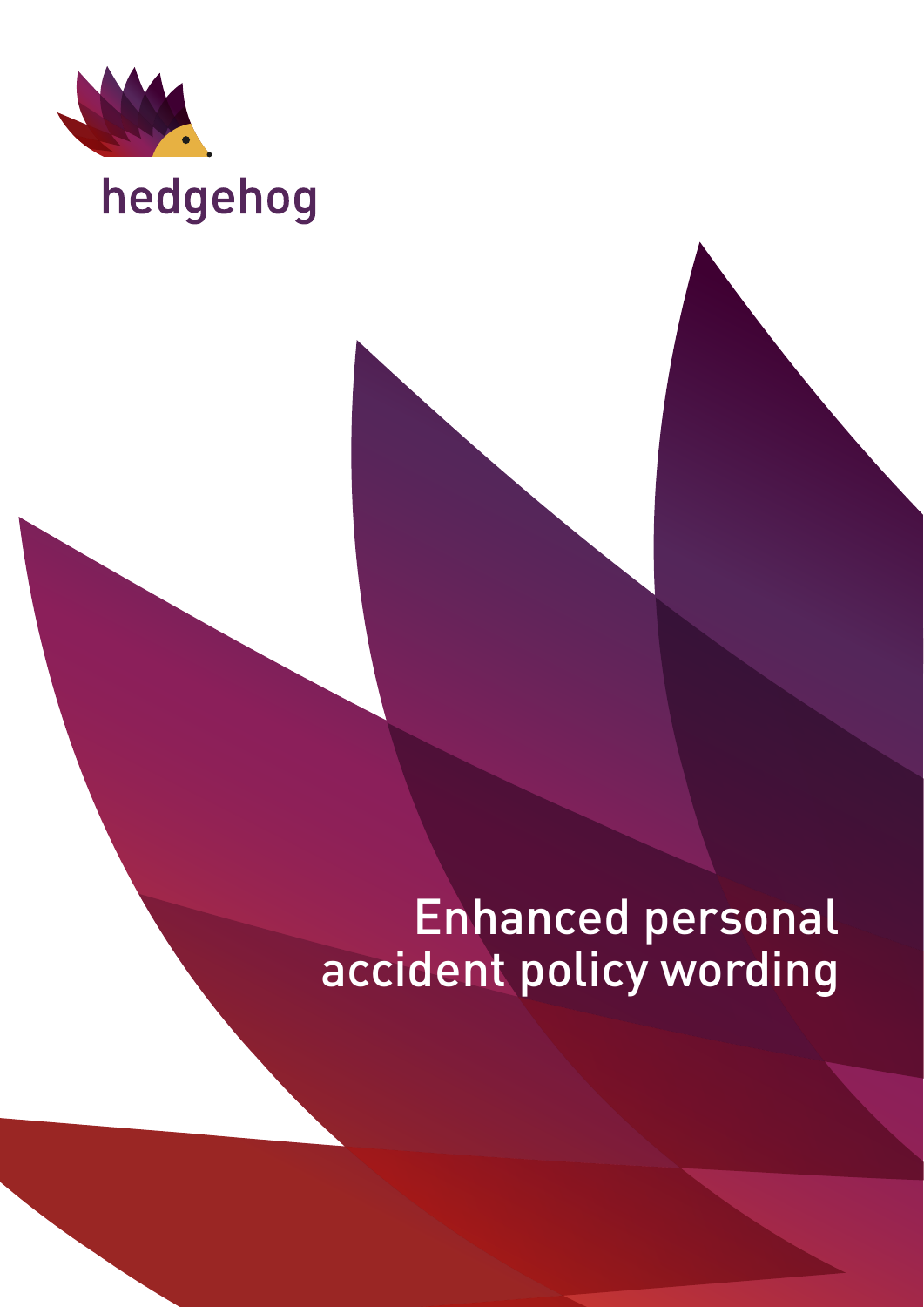hedgehog

# Enhanced personal accident policy wording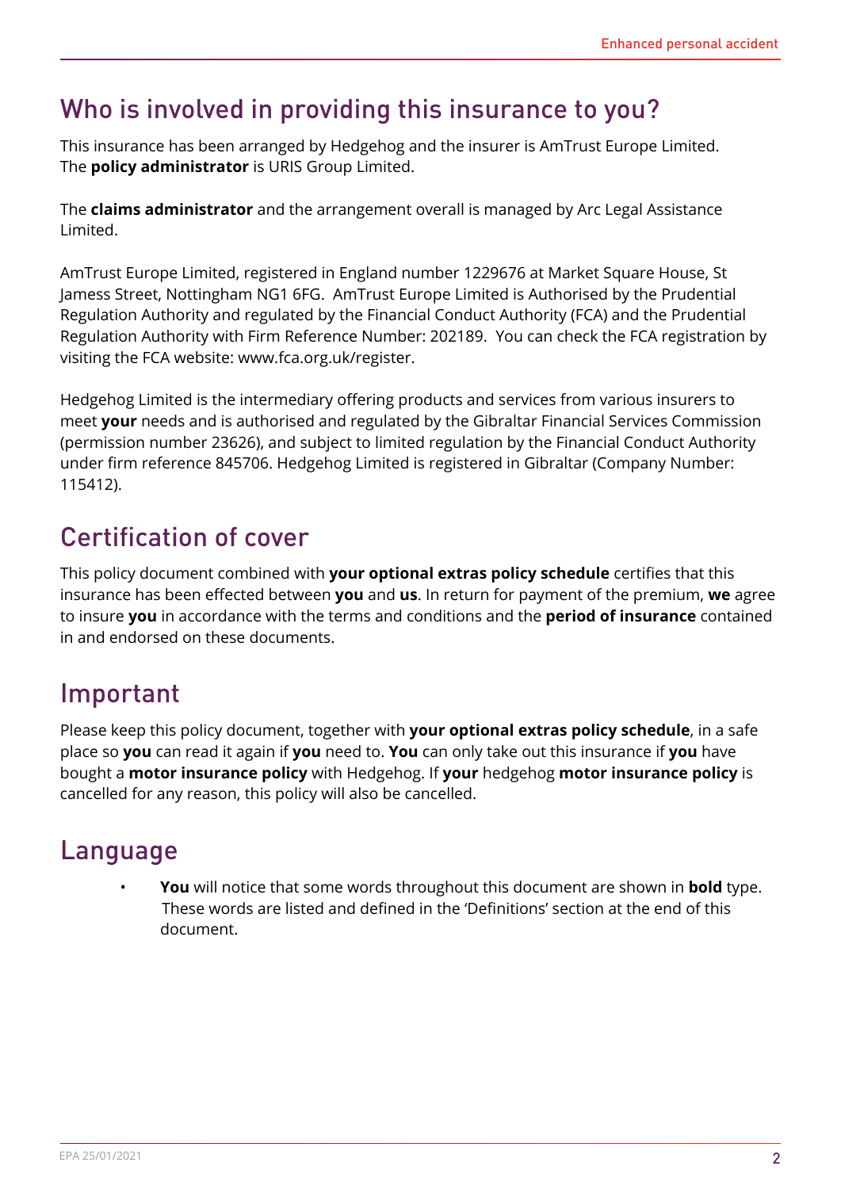## Who is involved in providing this insurance to you?

This insurance has been arranged by Hedgehog and the insurer is AmTrust Europe Limited. The **policy administrator** is URIS Group Limited.

The **claims administrator** and the arrangement overall is managed by Arc Legal Assistance Limited.

AmTrust Europe Limited, registered in England number 1229676 at Market Square House, St Jamess Street, Nottingham NG1 6FG. AmTrust Europe Limited is Authorised by the Prudential Regulation Authority and regulated by the Financial Conduct Authority (FCA) and the Prudential Regulation Authority with Firm Reference Number: 202189. You can check the FCA registration by visiting the FCA website: www.fca.org.uk/register.

Hedgehog Limited is the intermediary offering products and services from various insurers to meet **your** needs and is authorised and regulated by the Gibraltar Financial Services Commission (permission number 23626), and subject to limited regulation by the Financial Conduct Authority under firm reference 845706. Hedgehog Limited is registered in Gibraltar (Company Number: 115412).

## Certification of cover

This policy document combined with **your optional extras policy schedule** certifies that this insurance has been effected between **you** and **us**. In return for payment of the premium, **we** agree to insure **you** in accordance with the terms and conditions and the **period of insurance** contained in and endorsed on these documents.

## Important

Please keep this policy document, together with **your optional extras policy schedule**, in a safe place so **you** can read it again if **you** need to. **You** can only take out this insurance if **you** have bought a **motor insurance policy** with Hedgehog. If **your** hedgehog **motor insurance policy** is cancelled for any reason, this policy will also be cancelled.

## Language

- **You** will notice that some words throughout this document are shown in **bold** type. These words are listed and defined in the 'Definitions' section at the end of this document.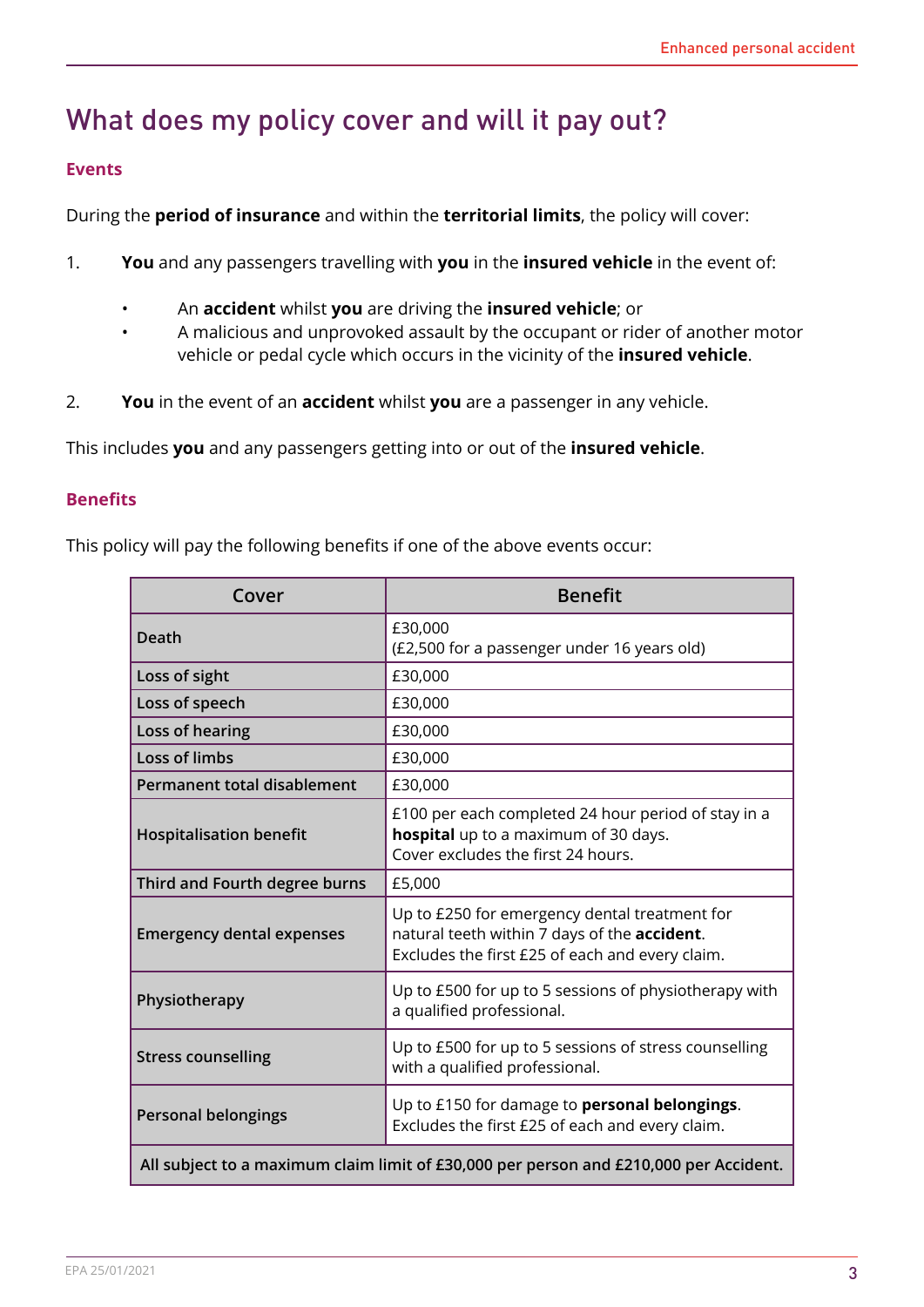# What does my policy cover and will it pay out?

### Events

During the **period of insurance** and within the **territorial limits**, the policy will cover:

1. **You** and any passengers travelling with **you** in the **insured vehicle** in the event of:
   - An **accident** whilst **you** are driving the **insured vehicle**; or
   - A malicious and unprovoked assault by the occupant or rider of another motor vehicle or pedal cycle which occurs in the vicinity of the **insured vehicle**.
2. **You** in the event of an **accident** whilst **you** are a passenger in any vehicle.

This includes **you** and any passengers getting into or out of the **insured vehicle**.

### Benefits

This policy will pay the following benefits if one of the above events occur:

| Cover | Benefit |
|---|---|
| **Death** | £30,000<br>(£2,500 for a passenger under 16 years old) |
| **Loss of sight** | £30,000 |
| **Loss of speech** | £30,000 |
| **Loss of hearing** | £30,000 |
| **Loss of limbs** | £30,000 |
| **Permanent total disablement** | £30,000 |
| **Hospitalisation benefit** | £100 per each completed 24 hour period of stay in a **hospital** up to a maximum of 30 days.<br>Cover excludes the first 24 hours. |
| **Third and Fourth degree burns** | £5,000 |
| **Emergency dental expenses** | Up to £250 for emergency dental treatment for natural teeth within 7 days of the **accident**.<br>Excludes the first £25 of each and every claim. |
| **Physiotherapy** | Up to £500 for up to 5 sessions of physiotherapy with a qualified professional. |
| **Stress counselling** | Up to £500 for up to 5 sessions of stress counselling with a qualified professional. |
| **Personal belongings** | Up to £150 for damage to **personal belongings**.<br>Excludes the first £25 of each and every claim. |
| **All subject to a maximum claim limit of £30,000 per person and £210,000 per Accident.** | |

EPA 25/01/2021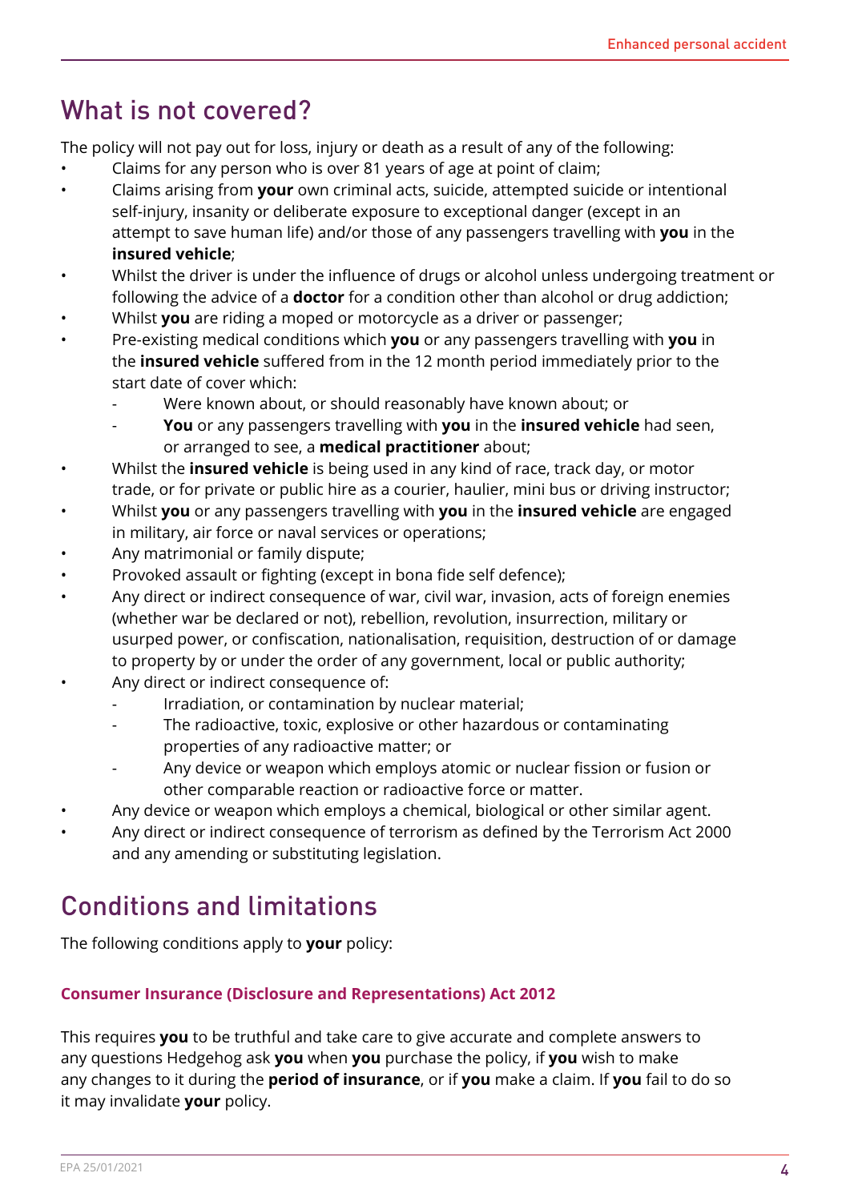## What is not covered?

The policy will not pay out for loss, injury or death as a result of any of the following:

- Claims for any person who is over 81 years of age at point of claim;
- Claims arising from **your** own criminal acts, suicide, attempted suicide or intentional self-injury, insanity or deliberate exposure to exceptional danger (except in an attempt to save human life) and/or those of any passengers travelling with **you** in the **insured vehicle**;
- Whilst the driver is under the influence of drugs or alcohol unless undergoing treatment or following the advice of a **doctor** for a condition other than alcohol or drug addiction;
- Whilst **you** are riding a moped or motorcycle as a driver or passenger;
- Pre-existing medical conditions which **you** or any passengers travelling with **you** in the **insured vehicle** suffered from in the 12 month period immediately prior to the start date of cover which:
  - Were known about, or should reasonably have known about; or
  - **You** or any passengers travelling with **you** in the **insured vehicle** had seen, or arranged to see, a **medical practitioner** about;
- Whilst the **insured vehicle** is being used in any kind of race, track day, or motor trade, or for private or public hire as a courier, haulier, mini bus or driving instructor;
- Whilst **you** or any passengers travelling with **you** in the **insured vehicle** are engaged in military, air force or naval services or operations;
- Any matrimonial or family dispute;
- Provoked assault or fighting (except in bona fide self defence);
- Any direct or indirect consequence of war, civil war, invasion, acts of foreign enemies (whether war be declared or not), rebellion, revolution, insurrection, military or usurped power, or confiscation, nationalisation, requisition, destruction of or damage to property by or under the order of any government, local or public authority;
- Any direct or indirect consequence of:
  - Irradiation, or contamination by nuclear material;
  - The radioactive, toxic, explosive or other hazardous or contaminating properties of any radioactive matter; or
  - Any device or weapon which employs atomic or nuclear fission or fusion or other comparable reaction or radioactive force or matter.
- Any device or weapon which employs a chemical, biological or other similar agent.
- Any direct or indirect consequence of terrorism as defined by the Terrorism Act 2000 and any amending or substituting legislation.

## Conditions and limitations

The following conditions apply to **your** policy:

### Consumer Insurance (Disclosure and Representations) Act 2012

This requires **you** to be truthful and take care to give accurate and complete answers to any questions Hedgehog ask **you** when **you** purchase the policy, if **you** wish to make any changes to it during the **period of insurance**, or if **you** make a claim. If **you** fail to do so it may invalidate **your** policy.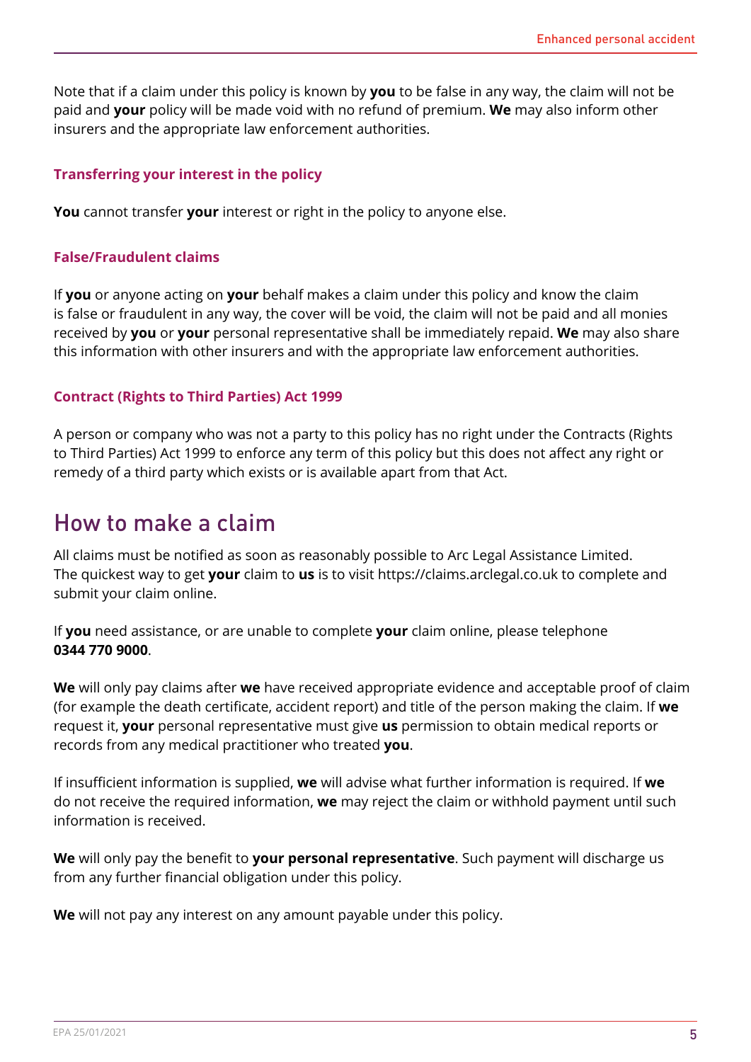Note that if a claim under this policy is known by **you** to be false in any way, the claim will not be paid and **your** policy will be made void with no refund of premium. **We** may also inform other insurers and the appropriate law enforcement authorities.

### Transferring your interest in the policy

**You** cannot transfer **your** interest or right in the policy to anyone else.

### False/Fraudulent claims

If **you** or anyone acting on **your** behalf makes a claim under this policy and know the claim is false or fraudulent in any way, the cover will be void, the claim will not be paid and all monies received by **you** or **your** personal representative shall be immediately repaid. **We** may also share this information with other insurers and with the appropriate law enforcement authorities.

### Contract (Rights to Third Parties) Act 1999

A person or company who was not a party to this policy has no right under the Contracts (Rights to Third Parties) Act 1999 to enforce any term of this policy but this does not affect any right or remedy of a third party which exists or is available apart from that Act.

## How to make a claim

All claims must be notified as soon as reasonably possible to Arc Legal Assistance Limited. The quickest way to get **your** claim to **us** is to visit https://claims.arclegal.co.uk to complete and submit your claim online.

If **you** need assistance, or are unable to complete **your** claim online, please telephone **0344 770 9000**.

**We** will only pay claims after **we** have received appropriate evidence and acceptable proof of claim (for example the death certificate, accident report) and title of the person making the claim. If **we** request it, **your** personal representative must give **us** permission to obtain medical reports or records from any medical practitioner who treated **you**.

If insufficient information is supplied, **we** will advise what further information is required. If **we** do not receive the required information, **we** may reject the claim or withhold payment until such information is received.

**We** will only pay the benefit to **your personal representative**. Such payment will discharge us from any further financial obligation under this policy.

**We** will not pay any interest on any amount payable under this policy.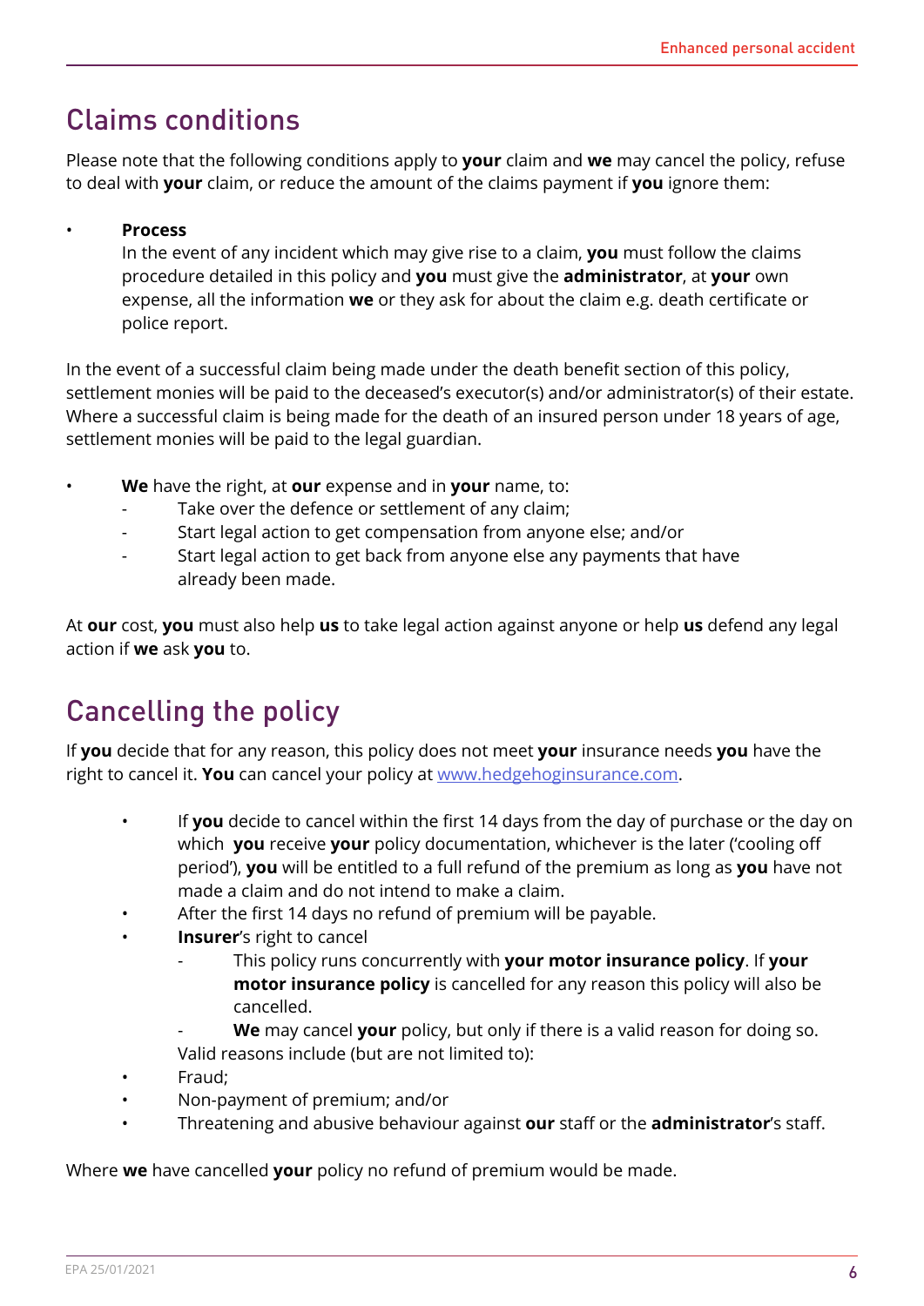## Claims conditions

Please note that the following conditions apply to **your** claim and **we** may cancel the policy, refuse to deal with **your** claim, or reduce the amount of the claims payment if **you** ignore them:

- **Process**
  In the event of any incident which may give rise to a claim, **you** must follow the claims procedure detailed in this policy and **you** must give the **administrator**, at **your** own expense, all the information **we** or they ask for about the claim e.g. death certificate or police report.

In the event of a successful claim being made under the death benefit section of this policy, settlement monies will be paid to the deceased's executor(s) and/or administrator(s) of their estate. Where a successful claim is being made for the death of an insured person under 18 years of age, settlement monies will be paid to the legal guardian.

- **We** have the right, at **our** expense and in **your** name, to:
  - Take over the defence or settlement of any claim;
  - Start legal action to get compensation from anyone else; and/or
  - Start legal action to get back from anyone else any payments that have already been made.

At **our** cost, **you** must also help **us** to take legal action against anyone or help **us** defend any legal action if **we** ask **you** to.

## Cancelling the policy

If **you** decide that for any reason, this policy does not meet **your** insurance needs **you** have the right to cancel it. **You** can cancel your policy at www.hedgehoginsurance.com.

- If **you** decide to cancel within the first 14 days from the day of purchase or the day on which **you** receive **your** policy documentation, whichever is the later ('cooling off period'), **you** will be entitled to a full refund of the premium as long as **you** have not made a claim and do not intend to make a claim.
- After the first 14 days no refund of premium will be payable.
- **Insurer**'s right to cancel
  - This policy runs concurrently with **your motor insurance policy**. If **your motor insurance policy** is cancelled for any reason this policy will also be cancelled.
  - **We** may cancel **your** policy, but only if there is a valid reason for doing so.

  Valid reasons include (but are not limited to):
- Fraud;
- Non-payment of premium; and/or
- Threatening and abusive behaviour against **our** staff or the **administrator**'s staff.

Where **we** have cancelled **your** policy no refund of premium would be made.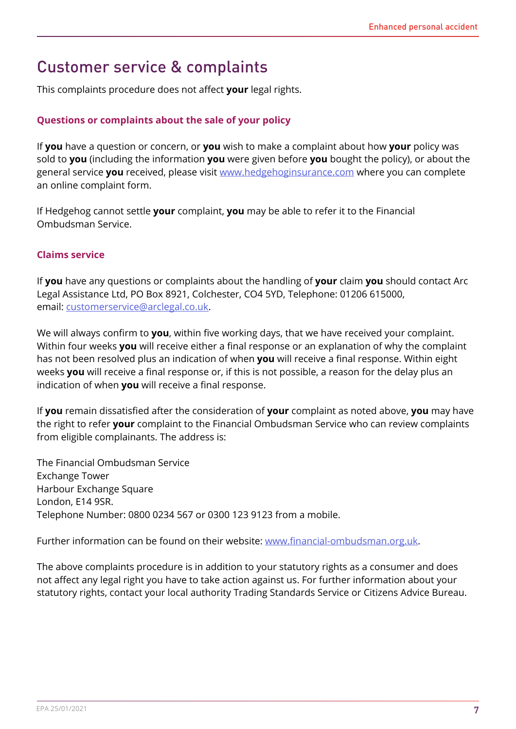# Customer service & complaints

This complaints procedure does not affect **your** legal rights.

### Questions or complaints about the sale of your policy

If **you** have a question or concern, or **you** wish to make a complaint about how **your** policy was sold to **you** (including the information **you** were given before **you** bought the policy), or about the general service **you** received, please visit www.hedgehoginsurance.com where you can complete an online complaint form.

If Hedgehog cannot settle **your** complaint, **you** may be able to refer it to the Financial Ombudsman Service.

### Claims service

If **you** have any questions or complaints about the handling of **your** claim **you** should contact Arc Legal Assistance Ltd, PO Box 8921, Colchester, CO4 5YD, Telephone: 01206 615000, email: customerservice@arclegal.co.uk.

We will always confirm to **you**, within five working days, that we have received your complaint. Within four weeks **you** will receive either a final response or an explanation of why the complaint has not been resolved plus an indication of when **you** will receive a final response. Within eight weeks **you** will receive a final response or, if this is not possible, a reason for the delay plus an indication of when **you** will receive a final response.

If **you** remain dissatisfied after the consideration of **your** complaint as noted above, **you** may have the right to refer **your** complaint to the Financial Ombudsman Service who can review complaints from eligible complainants. The address is:

The Financial Ombudsman Service
Exchange Tower
Harbour Exchange Square
London, E14 9SR.
Telephone Number: 0800 0234 567 or 0300 123 9123 from a mobile.

Further information can be found on their website: www.financial-ombudsman.org.uk.

The above complaints procedure is in addition to your statutory rights as a consumer and does not affect any legal right you have to take action against us. For further information about your statutory rights, contact your local authority Trading Standards Service or Citizens Advice Bureau.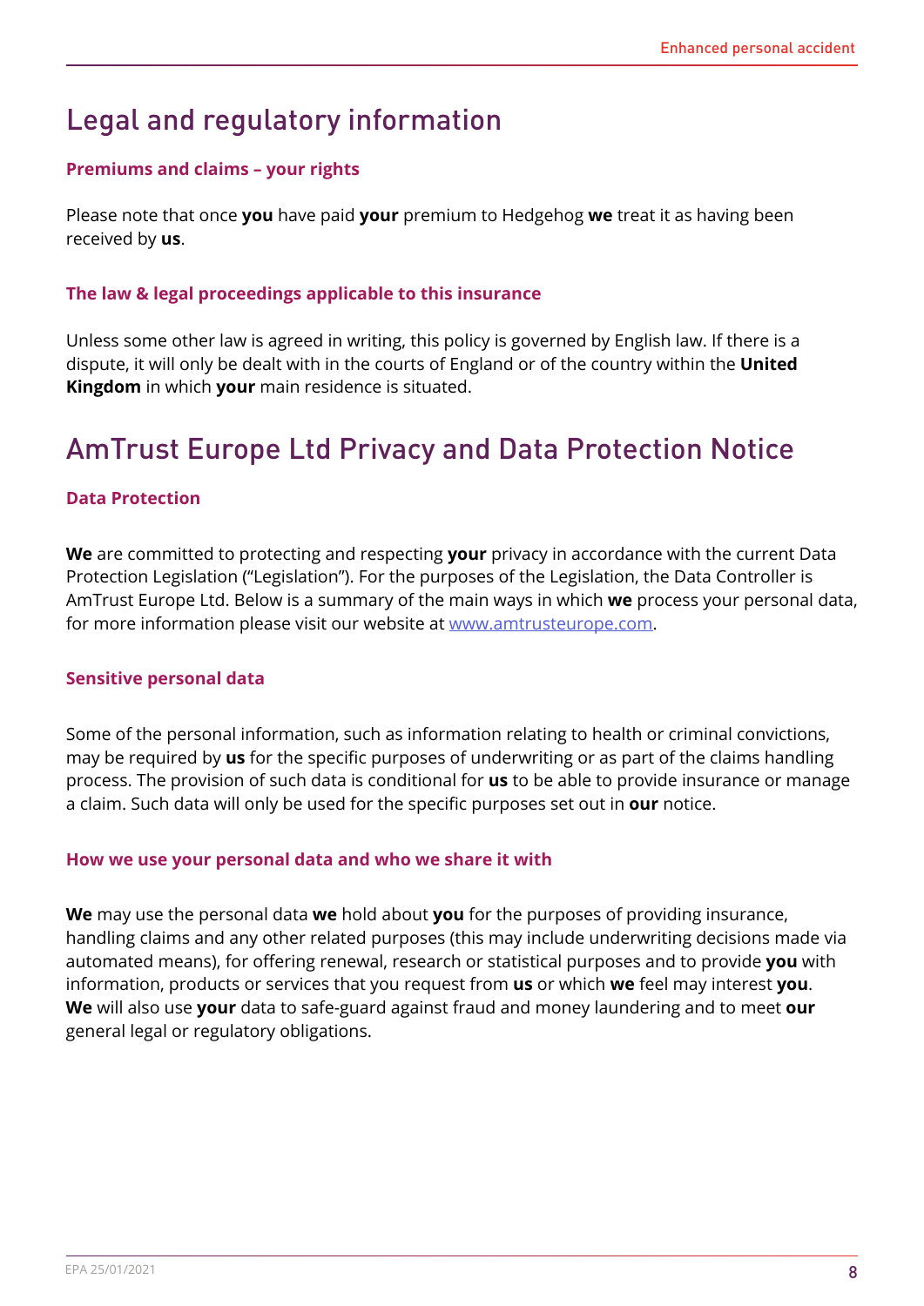# Legal and regulatory information

### Premiums and claims – your rights

Please note that once **you** have paid **your** premium to Hedgehog **we** treat it as having been received by **us**.

### The law & legal proceedings applicable to this insurance

Unless some other law is agreed in writing, this policy is governed by English law. If there is a dispute, it will only be dealt with in the courts of England or of the country within the **United Kingdom** in which **your** main residence is situated.

# AmTrust Europe Ltd Privacy and Data Protection Notice

### Data Protection

**We** are committed to protecting and respecting **your** privacy in accordance with the current Data Protection Legislation ("Legislation"). For the purposes of the Legislation, the Data Controller is AmTrust Europe Ltd. Below is a summary of the main ways in which **we** process your personal data, for more information please visit our website at www.amtrusteurope.com.

### Sensitive personal data

Some of the personal information, such as information relating to health or criminal convictions, may be required by **us** for the specific purposes of underwriting or as part of the claims handling process. The provision of such data is conditional for **us** to be able to provide insurance or manage a claim. Such data will only be used for the specific purposes set out in **our** notice.

### How we use your personal data and who we share it with

**We** may use the personal data **we** hold about **you** for the purposes of providing insurance, handling claims and any other related purposes (this may include underwriting decisions made via automated means), for offering renewal, research or statistical purposes and to provide **you** with information, products or services that you request from **us** or which **we** feel may interest **you**. **We** will also use **your** data to safe-guard against fraud and money laundering and to meet **our** general legal or regulatory obligations.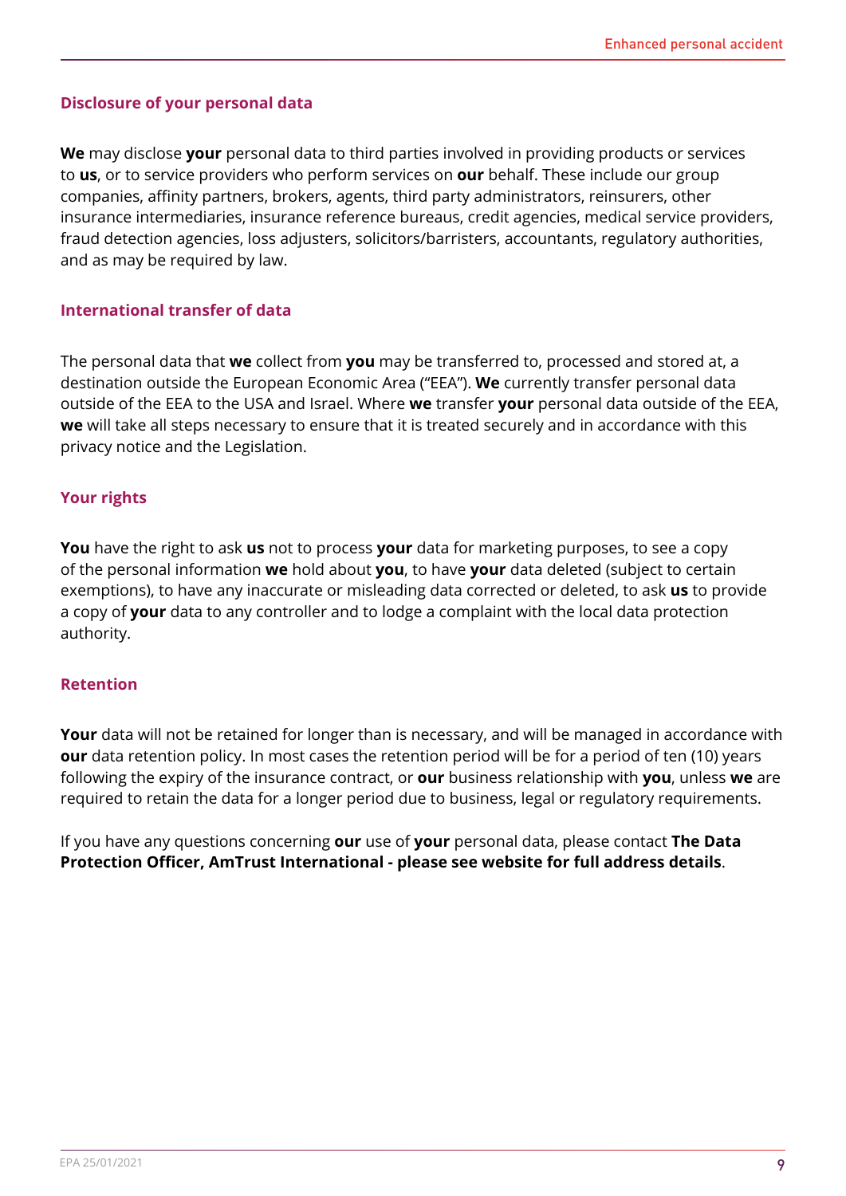## Disclosure of your personal data

**We** may disclose **your** personal data to third parties involved in providing products or services to **us**, or to service providers who perform services on **our** behalf. These include our group companies, affinity partners, brokers, agents, third party administrators, reinsurers, other insurance intermediaries, insurance reference bureaus, credit agencies, medical service providers, fraud detection agencies, loss adjusters, solicitors/barristers, accountants, regulatory authorities, and as may be required by law.

## International transfer of data

The personal data that **we** collect from **you** may be transferred to, processed and stored at, a destination outside the European Economic Area ("EEA"). **We** currently transfer personal data outside of the EEA to the USA and Israel. Where **we** transfer **your** personal data outside of the EEA, **we** will take all steps necessary to ensure that it is treated securely and in accordance with this privacy notice and the Legislation.

## Your rights

**You** have the right to ask **us** not to process **your** data for marketing purposes, to see a copy of the personal information **we** hold about **you**, to have **your** data deleted (subject to certain exemptions), to have any inaccurate or misleading data corrected or deleted, to ask **us** to provide a copy of **your** data to any controller and to lodge a complaint with the local data protection authority.

## Retention

**Your** data will not be retained for longer than is necessary, and will be managed in accordance with **our** data retention policy. In most cases the retention period will be for a period of ten (10) years following the expiry of the insurance contract, or **our** business relationship with **you**, unless **we** are required to retain the data for a longer period due to business, legal or regulatory requirements.

If you have any questions concerning **our** use of **your** personal data, please contact **The Data Protection Officer, AmTrust International - please see website for full address details**.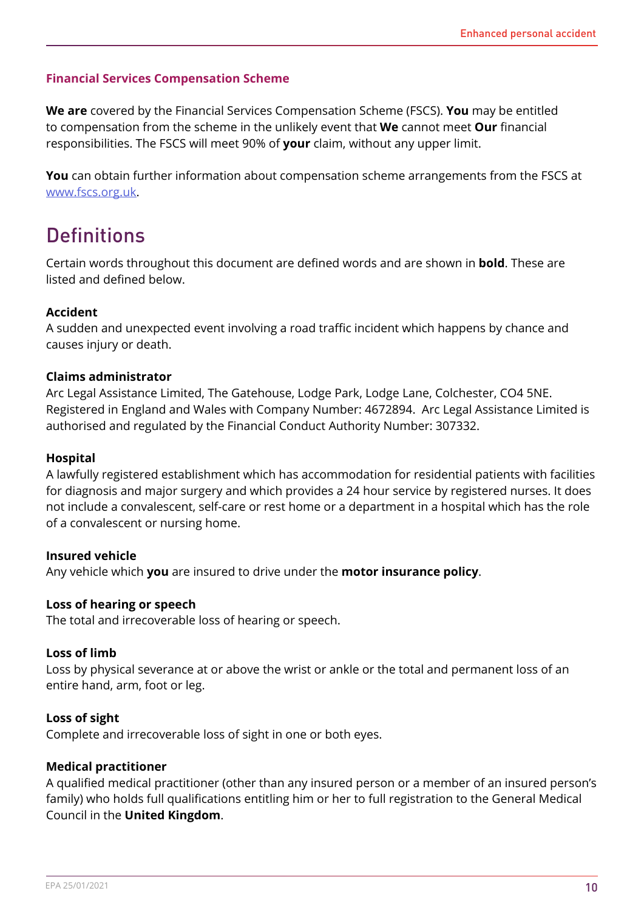### Financial Services Compensation Scheme

**We are** covered by the Financial Services Compensation Scheme (FSCS). **You** may be entitled to compensation from the scheme in the unlikely event that **We** cannot meet **Our** financial responsibilities. The FSCS will meet 90% of **your** claim, without any upper limit.

**You** can obtain further information about compensation scheme arrangements from the FSCS at www.fscs.org.uk.

## Definitions

Certain words throughout this document are defined words and are shown in **bold**. These are listed and defined below.

**Accident**
A sudden and unexpected event involving a road traffic incident which happens by chance and causes injury or death.

**Claims administrator**
Arc Legal Assistance Limited, The Gatehouse, Lodge Park, Lodge Lane, Colchester, CO4 5NE. Registered in England and Wales with Company Number: 4672894. Arc Legal Assistance Limited is authorised and regulated by the Financial Conduct Authority Number: 307332.

**Hospital**
A lawfully registered establishment which has accommodation for residential patients with facilities for diagnosis and major surgery and which provides a 24 hour service by registered nurses. It does not include a convalescent, self-care or rest home or a department in a hospital which has the role of a convalescent or nursing home.

**Insured vehicle**
Any vehicle which **you** are insured to drive under the **motor insurance policy**.

**Loss of hearing or speech**
The total and irrecoverable loss of hearing or speech.

**Loss of limb**
Loss by physical severance at or above the wrist or ankle or the total and permanent loss of an entire hand, arm, foot or leg.

**Loss of sight**
Complete and irrecoverable loss of sight in one or both eyes.

**Medical practitioner**
A qualified medical practitioner (other than any insured person or a member of an insured person's family) who holds full qualifications entitling him or her to full registration to the General Medical Council in the **United Kingdom**.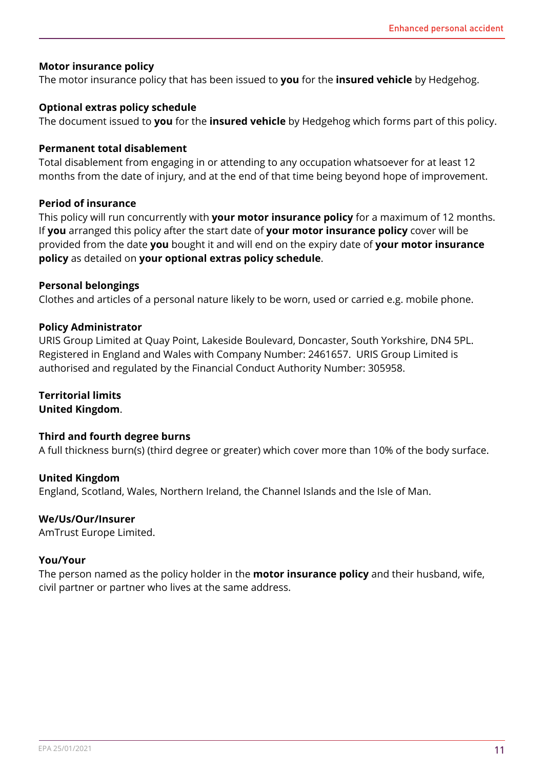**Motor insurance policy**
The motor insurance policy that has been issued to **you** for the **insured vehicle** by Hedgehog.

**Optional extras policy schedule**
The document issued to **you** for the **insured vehicle** by Hedgehog which forms part of this policy.

**Permanent total disablement**
Total disablement from engaging in or attending to any occupation whatsoever for at least 12 months from the date of injury, and at the end of that time being beyond hope of improvement.

**Period of insurance**
This policy will run concurrently with **your motor insurance policy** for a maximum of 12 months. If **you** arranged this policy after the start date of **your motor insurance policy** cover will be provided from the date **you** bought it and will end on the expiry date of **your motor insurance policy** as detailed on **your optional extras policy schedule**.

**Personal belongings**
Clothes and articles of a personal nature likely to be worn, used or carried e.g. mobile phone.

**Policy Administrator**
URIS Group Limited at Quay Point, Lakeside Boulevard, Doncaster, South Yorkshire, DN4 5PL. Registered in England and Wales with Company Number: 2461657. URIS Group Limited is authorised and regulated by the Financial Conduct Authority Number: 305958.

**Territorial limits**
**United Kingdom**.

**Third and fourth degree burns**
A full thickness burn(s) (third degree or greater) which cover more than 10% of the body surface.

**United Kingdom**
England, Scotland, Wales, Northern Ireland, the Channel Islands and the Isle of Man.

**We/Us/Our/Insurer**
AmTrust Europe Limited.

**You/Your**
The person named as the policy holder in the **motor insurance policy** and their husband, wife, civil partner or partner who lives at the same address.

EPA 25/01/2021